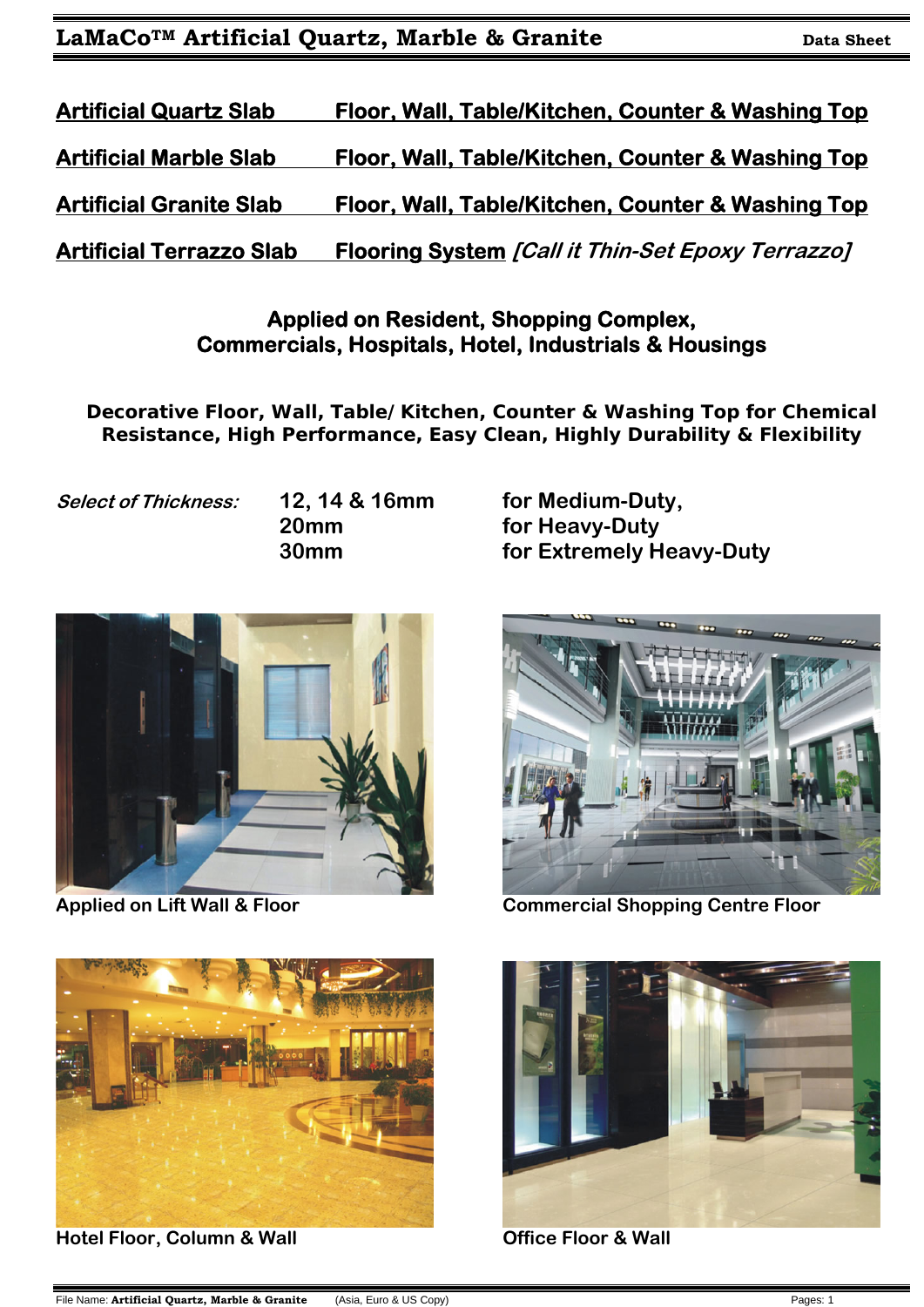# LaMaCo™ Artificial Quartz, Marble & Granite

**Data Sheet**

| | |
|---|---|
| **Artificial Quartz Slab** | **Floor, Wall, Table/Kitchen, Counter & Washing Top** |
| **Artificial Marble Slab** | **Floor, Wall, Table/Kitchen, Counter & Washing Top** |
| **Artificial Granite Slab** | **Floor, Wall, Table/Kitchen, Counter & Washing Top** |
| **Artificial Terrazzo Slab** | **Flooring System** ***[Call it Thin-Set Epoxy Terrazzo]*** |

**Applied on Resident, Shopping Complex, Commercials, Hospitals, Hotel, Industrials & Housings**

**Decorative Floor, Wall, Table/ Kitchen, Counter & Washing Top for Chemical Resistance, High Performance, Easy Clean, Highly Durability & Flexibility**

| *Select of Thickness:* | | |
|---|---|---|
| | **12, 14 & 16mm** | **for Medium-Duty,** |
| | **20mm** | **for Heavy-Duty** |
| | **30mm** | **for Extremely Heavy-Duty** |

**Applied on Lift Wall & Floor**

**Commercial Shopping Centre Floor**

**Hotel Floor, Column & Wall**

**Office Floor & Wall**

File Name: **Artificial Quartz, Marble & Granite** (Asia, Euro & US Copy)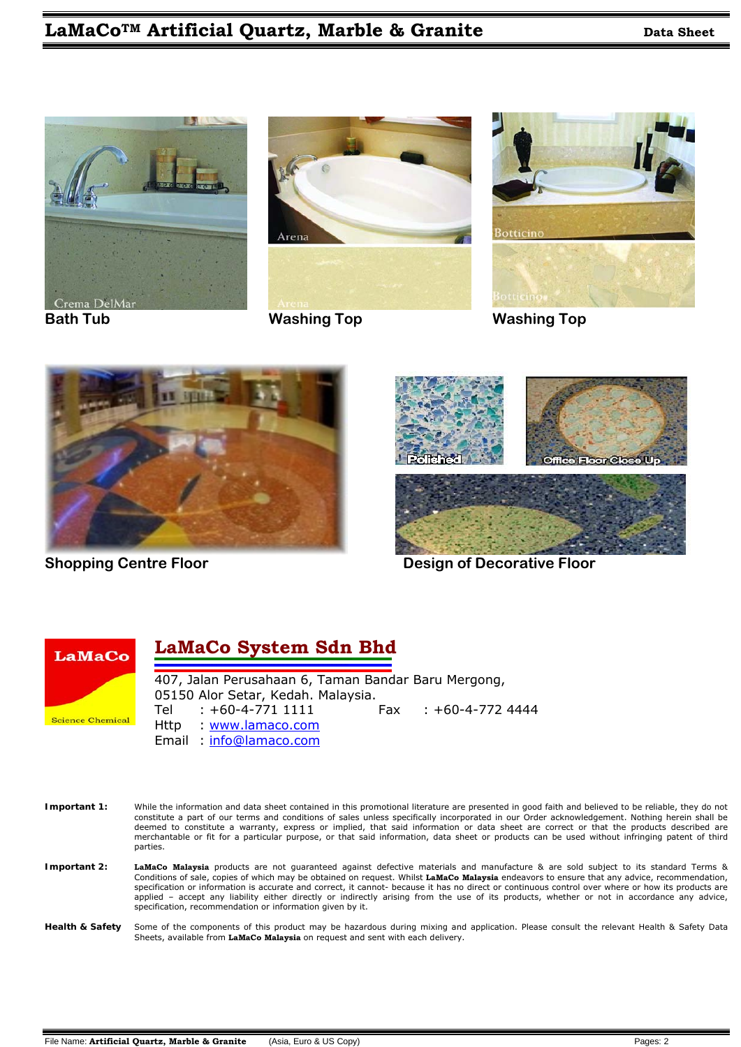Bath Tub

Washing Top

Washing Top

Shopping Centre Floor

Design of Decorative Floor

## LaMaCo System Sdn Bhd

407, Jalan Perusahaan 6, Taman Bandar Baru Mergong,
05150 Alor Setar, Kedah. Malaysia.
Tel : +60-4-771 1111 Fax : +60-4-772 4444
Http : www.lamaco.com
Email : info@lamaco.com

**Important 1:** While the information and data sheet contained in this promotional literature are presented in good faith and believed to be reliable, they do not constitute a part of our terms and conditions of sales unless specifically incorporated in our Order acknowledgement. Nothing herein shall be deemed to constitute a warranty, express or implied, that said information or data sheet are correct or that the products described are merchantable or fit for a particular purpose, or that said information, data sheet or products can be used without infringing patent of third parties.

**Important 2:** **LaMaCo Malaysia** products are not guaranteed against defective materials and manufacture & are sold subject to its standard Terms & Conditions of sale, copies of which may be obtained on request. Whilst **LaMaCo Malaysia** endeavors to ensure that any advice, recommendation, specification or information is accurate and correct, it cannot- because it has no direct or continuous control over where or how its products are applied – accept any liability either directly or indirectly arising from the use of its products, whether or not in accordance any advice, specification, recommendation or information given by it.

**Health & Safety** Some of the components of this product may be hazardous during mixing and application. Please consult the relevant Health & Safety Data Sheets, available from **LaMaCo Malaysia** on request and sent with each delivery.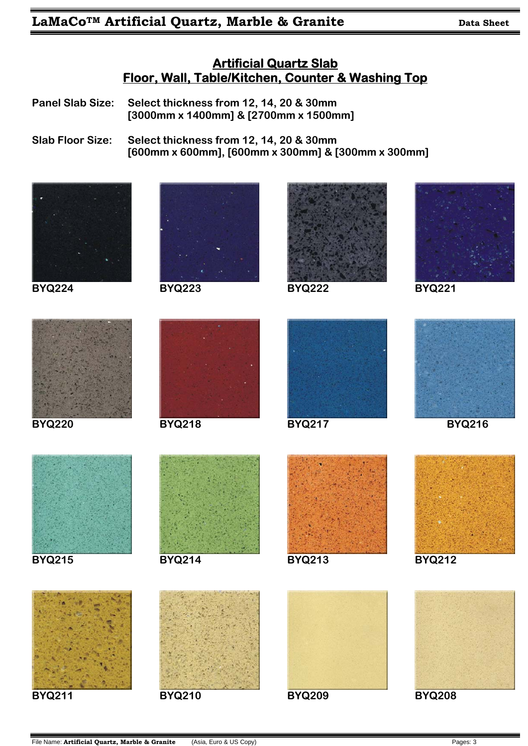## Artificial Quartz Slab
## Floor, Wall, Table/Kitchen, Counter & Washing Top

**Panel Slab Size:** **Select thickness from 12, 14, 20 & 30mm**
**[3000mm x 1400mm] & [2700mm x 1500mm]**

**Slab Floor Size:** **Select thickness from 12, 14, 20 & 30mm**
**[600mm x 600mm], [600mm x 300mm] & [300mm x 300mm]**

**BYQ224** **BYQ223** **BYQ222** **BYQ221**

**BYQ220** **BYQ218** **BYQ217** **BYQ216**

**BYQ215** **BYQ214** **BYQ213** **BYQ212**

**BYQ211** **BYQ210** **BYQ209** **BYQ208**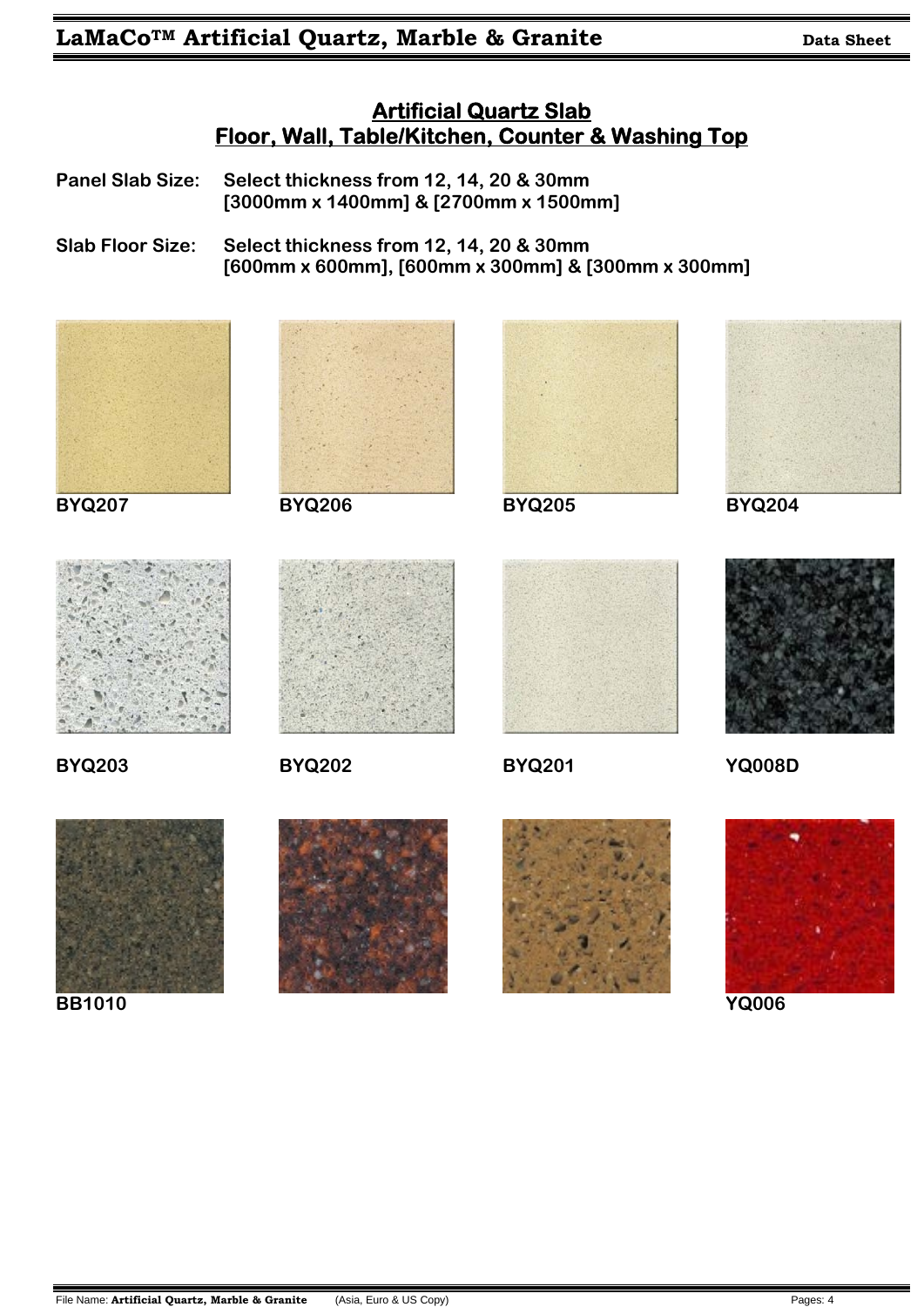## Artificial Quartz Slab
## Floor, Wall, Table/Kitchen, Counter & Washing Top

**Panel Slab Size:** Select thickness from 12, 14, 20 & 30mm
[3000mm x 1400mm] & [2700mm x 1500mm]

**Slab Floor Size:** Select thickness from 12, 14, 20 & 30mm
[600mm x 600mm], [600mm x 300mm] & [300mm x 300mm]

**BYQ207** **BYQ206** **BYQ205** **BYQ204**

**BYQ203** **BYQ202** **BYQ201** **YQ008D**

**BB1010** **YQ006**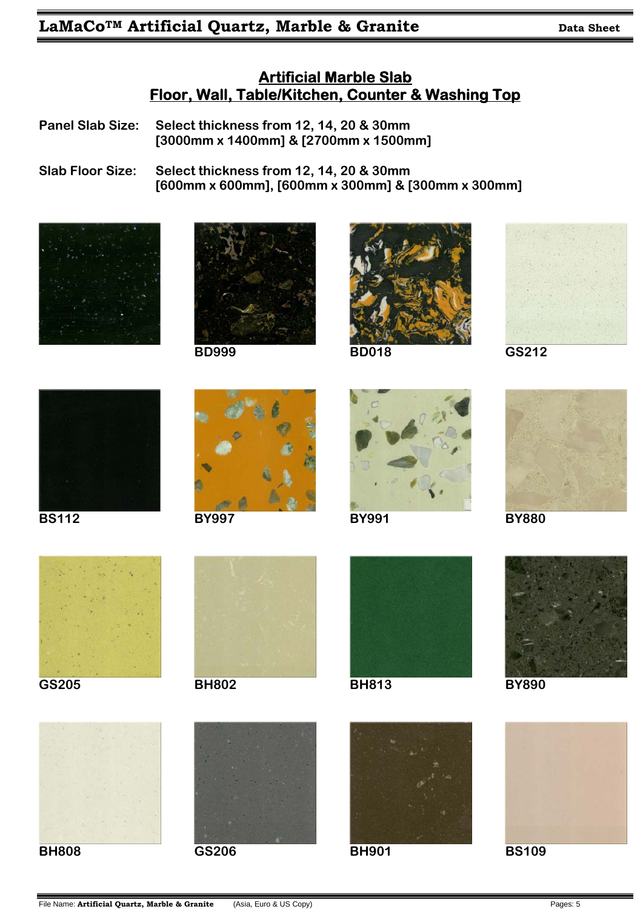## Artificial Marble Slab
## Floor, Wall, Table/Kitchen, Counter & Washing Top

**Panel Slab Size:** Select thickness from 12, 14, 20 & 30mm
[3000mm x 1400mm] & [2700mm x 1500mm]

**Slab Floor Size:** Select thickness from 12, 14, 20 & 30mm
[600mm x 600mm], [600mm x 300mm] & [300mm x 300mm]

BD999

BD018

GS212

BS112

BY997

BY991

BY880

GS205

BH802

BH813

BY890

BH808

GS206

BH901

BS109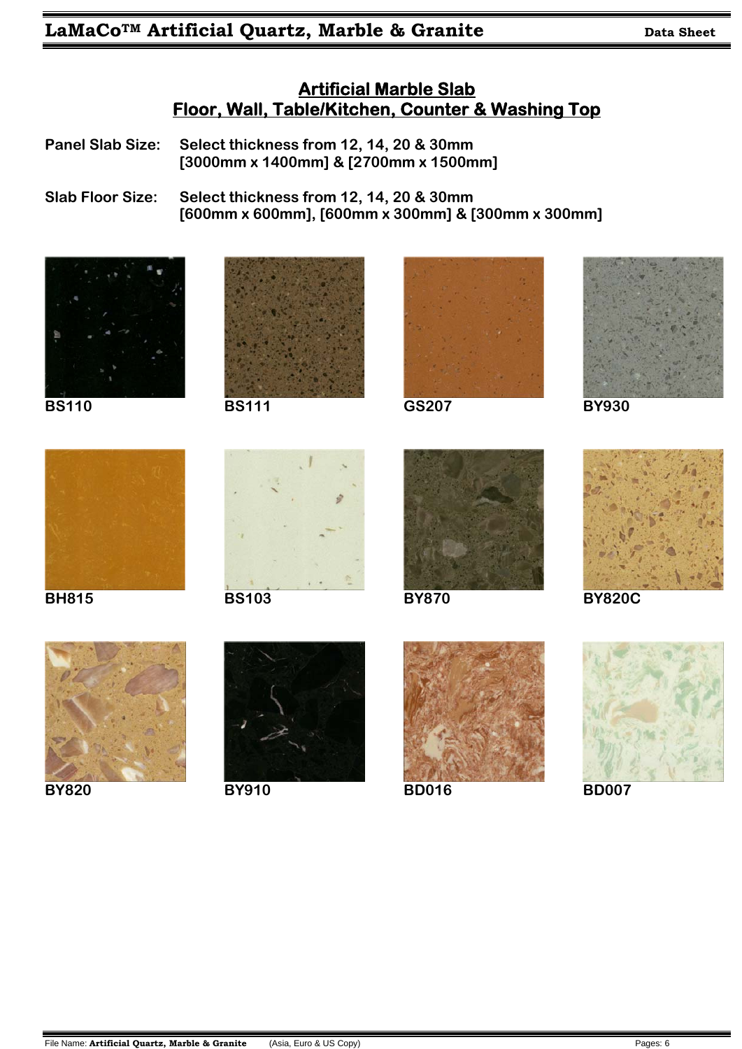## Artificial Marble Slab
## Floor, Wall, Table/Kitchen, Counter & Washing Top

**Panel Slab Size:** **Select thickness from 12, 14, 20 & 30mm**
**[3000mm x 1400mm] & [2700mm x 1500mm]**

**Slab Floor Size:** **Select thickness from 12, 14, 20 & 30mm**
**[600mm x 600mm], [600mm x 300mm] & [300mm x 300mm]**

**BS110** **BS111** **GS207** **BY930**

**BH815** **BS103** **BY870** **BY820C**

**BY820** **BY910** **BD016** **BD007**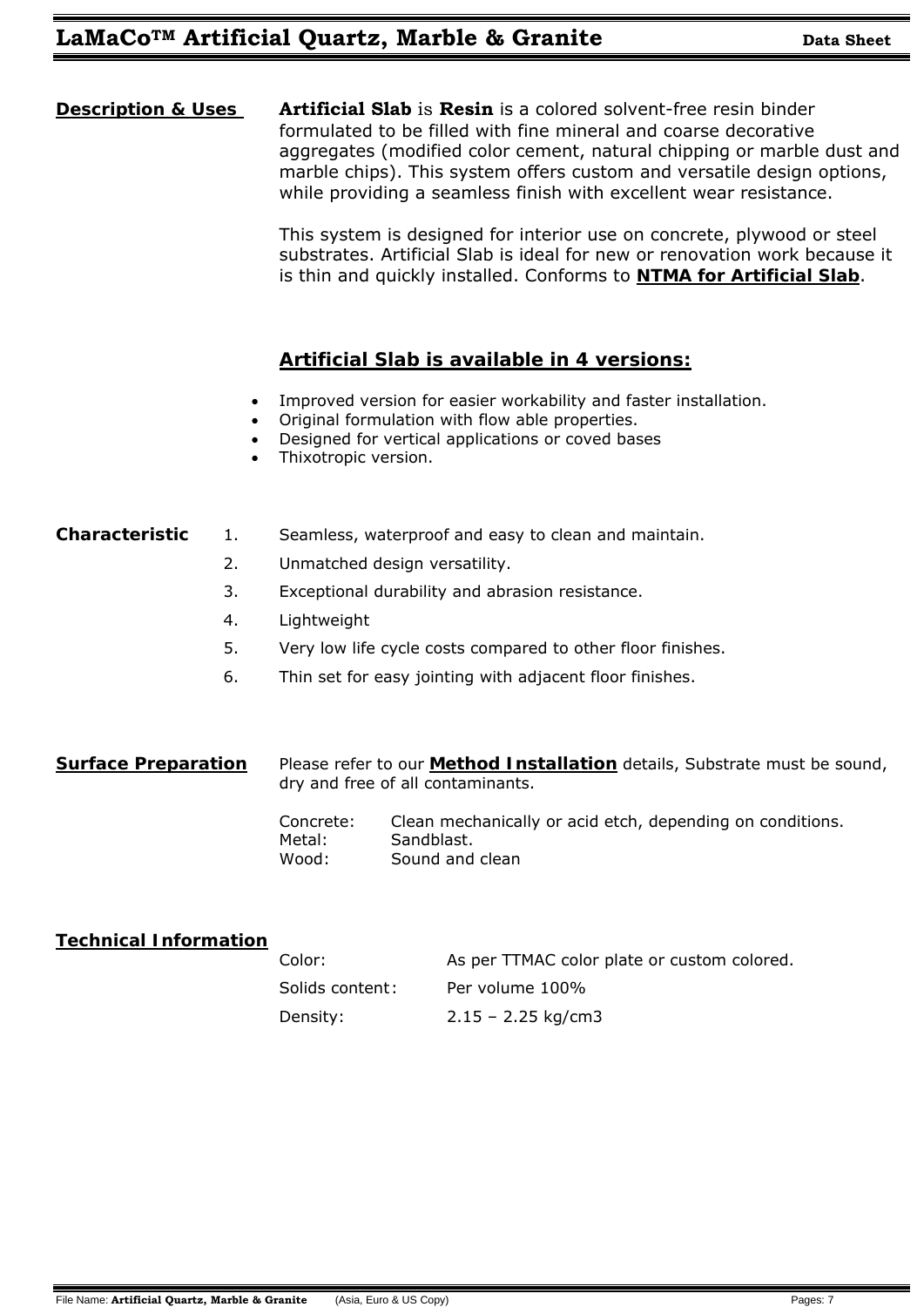## Description & Uses

**Artificial Slab** is **Resin** is a colored solvent-free resin binder formulated to be filled with fine mineral and coarse decorative aggregates (modified color cement, natural chipping or marble dust and marble chips). This system offers custom and versatile design options, while providing a seamless finish with excellent wear resistance.

This system is designed for interior use on concrete, plywood or steel substrates. Artificial Slab is ideal for new or renovation work because it is thin and quickly installed. Conforms to **NTMA for Artificial Slab**.

### Artificial Slab is available in 4 versions:

- Improved version for easier workability and faster installation.
- Original formulation with flow able properties.
- Designed for vertical applications or coved bases
- Thixotropic version.

## Characteristic

1. Seamless, waterproof and easy to clean and maintain.
2. Unmatched design versatility.
3. Exceptional durability and abrasion resistance.
4. Lightweight
5. Very low life cycle costs compared to other floor finishes.
6. Thin set for easy jointing with adjacent floor finishes.

## Surface Preparation

Please refer to our **Method Installation** details, Substrate must be sound, dry and free of all contaminants.

| | |
|---|---|
| Concrete: | Clean mechanically or acid etch, depending on conditions. |
| Metal: | Sandblast. |
| Wood: | Sound and clean |

## Technical Information

| | |
|---|---|
| Color: | As per TTMAC color plate or custom colored. |
| Solids content: | Per volume 100% |
| Density: | 2.15 – 2.25 kg/cm3 |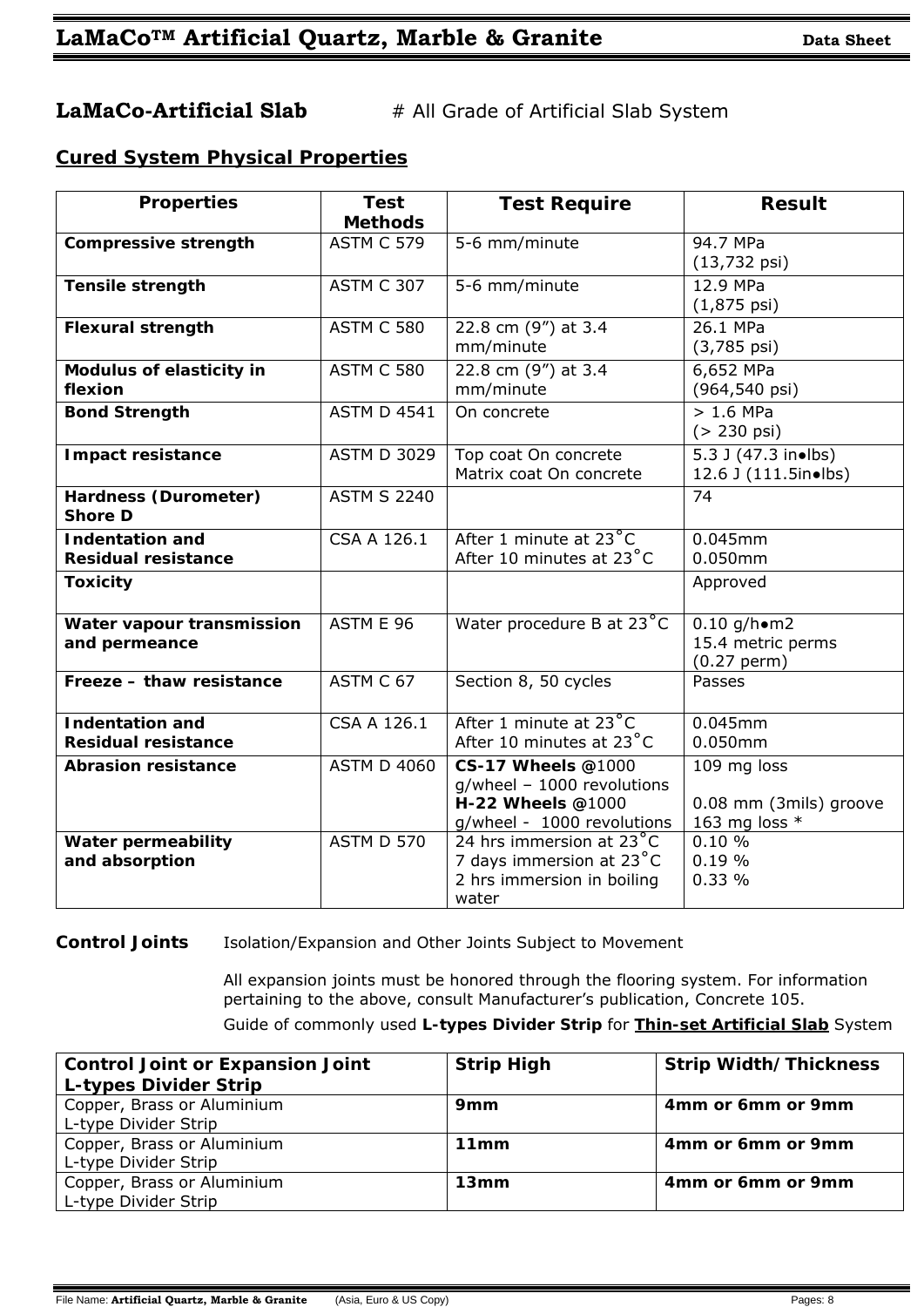## LaMaCo-Artificial Slab # All Grade of Artificial Slab System

### Cured System Physical Properties

| Properties | Test Methods | Test Require | Result |
|---|---|---|---|
| **Compressive strength** | ASTM C 579 | 5-6 mm/minute | 94.7 MPa (13,732 psi) |
| **Tensile strength** | ASTM C 307 | 5-6 mm/minute | 12.9 MPa (1,875 psi) |
| **Flexural strength** | ASTM C 580 | 22.8 cm (9”) at 3.4 mm/minute | 26.1 MPa (3,785 psi) |
| **Modulus of elasticity in flexion** | ASTM C 580 | 22.8 cm (9”) at 3.4 mm/minute | 6,652 MPa (964,540 psi) |
| **Bond Strength** | ASTM D 4541 | On concrete | > 1.6 MPa (> 230 psi) |
| **Impact resistance** | ASTM D 3029 | Top coat On concrete<br>Matrix coat On concrete | 5.3 J (47.3 in●lbs)<br>12.6 J (111.5in●lbs) |
| **Hardness (Durometer) Shore D** | ASTM S 2240 | | 74 |
| **Indentation and Residual resistance** | CSA A 126.1 | After 1 minute at 23˚C<br>After 10 minutes at 23˚C | 0.045mm<br>0.050mm |
| **Toxicity** | | | Approved |
| **Water vapour transmission and permeance** | ASTM E 96 | Water procedure B at 23˚C | 0.10 g/h●m2<br>15.4 metric perms<br>(0.27 perm) |
| **Freeze – thaw resistance** | ASTM C 67 | Section 8, 50 cycles | Passes |
| **Indentation and Residual resistance** | CSA A 126.1 | After 1 minute at 23˚C<br>After 10 minutes at 23˚C | 0.045mm<br>0.050mm |
| **Abrasion resistance** | ASTM D 4060 | **CS-17 Wheels @**1000 g/wheel – 1000 revolutions<br>**H-22 Wheels @**1000 g/wheel - 1000 revolutions | 109 mg loss<br><br>0.08 mm (3mils) groove<br>163 mg loss * |
| **Water permeability and absorption** | ASTM D 570 | 24 hrs immersion at 23˚C<br>7 days immersion at 23˚C<br>2 hrs immersion in boiling water | 0.10 %<br>0.19 %<br>0.33 % |

**Control Joints** Isolation/Expansion and Other Joints Subject to Movement

All expansion joints must be honored through the flooring system. For information pertaining to the above, consult Manufacturer’s publication, Concrete 105.

Guide of commonly used **L-types Divider Strip** for **Thin-set Artificial Slab** System

| Control Joint or Expansion Joint L-types Divider Strip | Strip High | Strip Width/Thickness |
|---|---|---|
| Copper, Brass or Aluminium L-type Divider Strip | **9mm** | **4mm or 6mm or 9mm** |
| Copper, Brass or Aluminium L-type Divider Strip | **11mm** | **4mm or 6mm or 9mm** |
| Copper, Brass or Aluminium L-type Divider Strip | **13mm** | **4mm or 6mm or 9mm** |